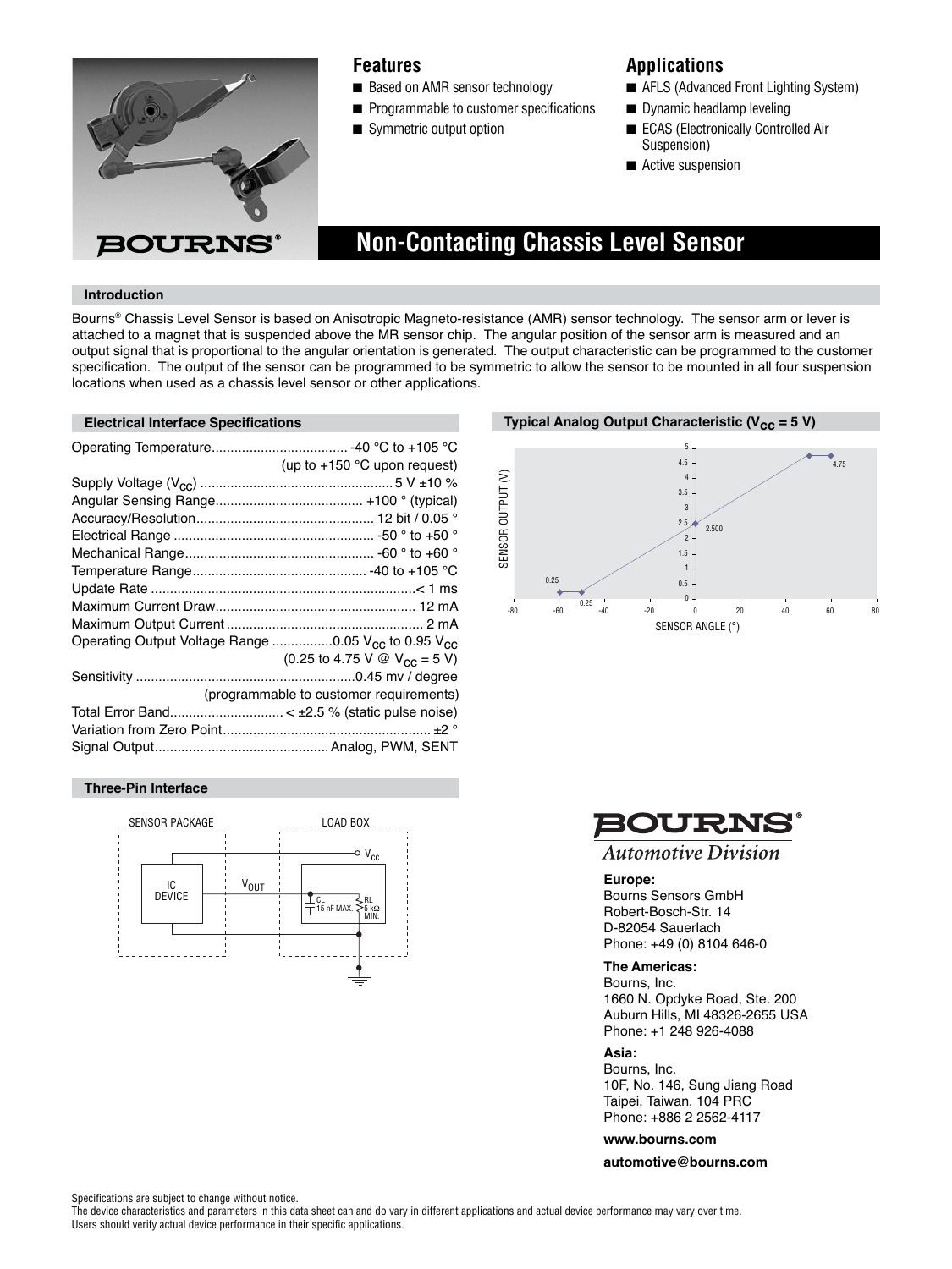# Non-Contacting Chassis Level Sensor

BOURNS®

## Features

- Based on AMR sensor technology
- Programmable to customer specifications
- Symmetric output option

## Applications

- AFLS (Advanced Front Lighting System)
- Dynamic headlamp leveling
- ECAS (Electronically Controlled Air Suspension)
- Active suspension

## Introduction

Bourns® Chassis Level Sensor is based on Anisotropic Magneto-resistance (AMR) sensor technology. The sensor arm or lever is attached to a magnet that is suspended above the MR sensor chip. The angular position of the sensor arm is measured and an output signal that is proportional to the angular orientation is generated. The output characteristic can be programmed to the customer specification. The output of the sensor can be programmed to be symmetric to allow the sensor to be mounted in all four suspension locations when used as a chassis level sensor or other applications.

## Electrical Interface Specifications

| Parameter | Value |
|---|---|
| Operating Temperature | -40 °C to +105 °C (up to +150 °C upon request) |
| Supply Voltage ($V_{CC}$) | 5 V ±10 % |
| Angular Sensing Range | +100 ° (typical) |
| Accuracy/Resolution | 12 bit / 0.05 ° |
| Electrical Range | -50 ° to +50 ° |
| Mechanical Range | -60 ° to +60 ° |
| Temperature Range | -40 to +105 °C |
| Update Rate | < 1 ms |
| Maximum Current Draw | 12 mA |
| Maximum Output Current | 2 mA |
| Operating Output Voltage Range | 0.05 $V_{CC}$ to 0.95 $V_{CC}$ (0.25 to 4.75 V @ $V_{CC}$ = 5 V) |
| Sensitivity | 0.45 mv / degree (programmable to customer requirements) |
| Total Error Band | < ±2.5 % (static pulse noise) |
| Variation from Zero Point | ±2 ° |
| Signal Output | Analog, PWM, SENT |

## Typical Analog Output Characteristic ($V_{CC}$ = 5 V)

SENSOR OUTPUT (V) vs. SENSOR ANGLE (°): 0.25 V at -60° to -50°, 2.500 V at 0°, 4.75 V at 50° to 60°.

## Three-Pin Interface

SENSOR PACKAGE: IC DEVICE — $V_{OUT}$ — LOAD BOX: $V_{CC}$; CL 15 nF MAX.; RL 5 kΩ MIN.

BOURNS®
*Automotive Division*

**Europe:**
Bourns Sensors GmbH
Robert-Bosch-Str. 14
D-82054 Sauerlach
Phone: +49 (0) 8104 646-0

**The Americas:**
Bourns, Inc.
1660 N. Opdyke Road, Ste. 200
Auburn Hills, MI 48326-2655 USA
Phone: +1 248 926-4088

**Asia:**
Bourns, Inc.
10F, No. 146, Sung Jiang Road
Taipei, Taiwan, 104 PRC
Phone: +886 2 2562-4117

**www.bourns.com**

**automotive@bourns.com**

Specifications are subject to change without notice.
The device characteristics and parameters in this data sheet can and do vary in different applications and actual device performance may vary over time.
Users should verify actual device performance in their specific applications.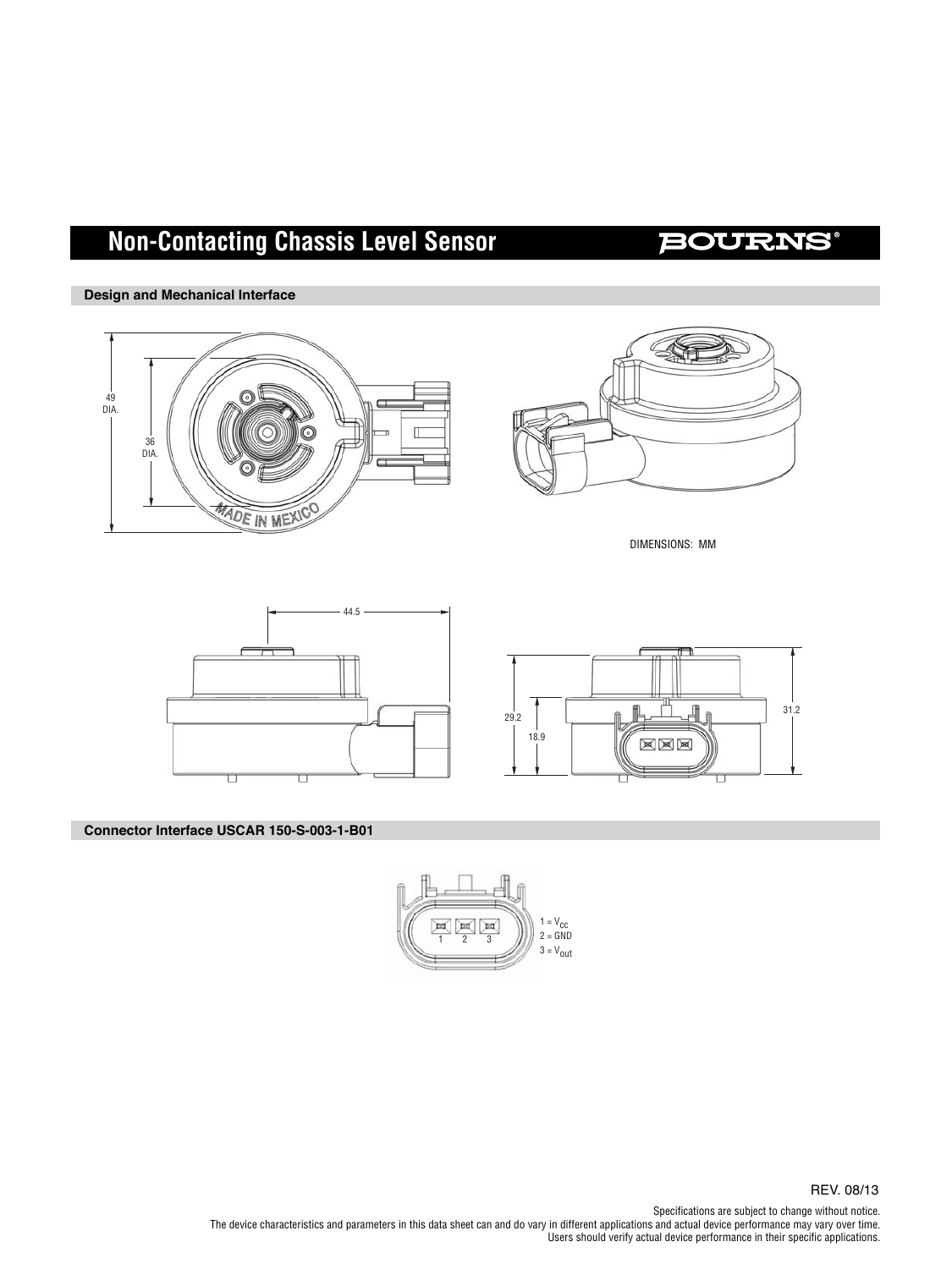# Non-Contacting Chassis Level Sensor

**BOURNS®**

## Design and Mechanical Interface

49
DIA.

36
DIA.

MADE IN MEXICO

DIMENSIONS: MM

44.5

29.2

18.9

31.2

## Connector Interface USCAR 150-S-003-1-B01

1 2 3

1 = $V_{cc}$
2 = GND
3 = $V_{out}$

REV. 08/13

Specifications are subject to change without notice.
The device characteristics and parameters in this data sheet can and do vary in different applications and actual device performance may vary over time.
Users should verify actual device performance in their specific applications.